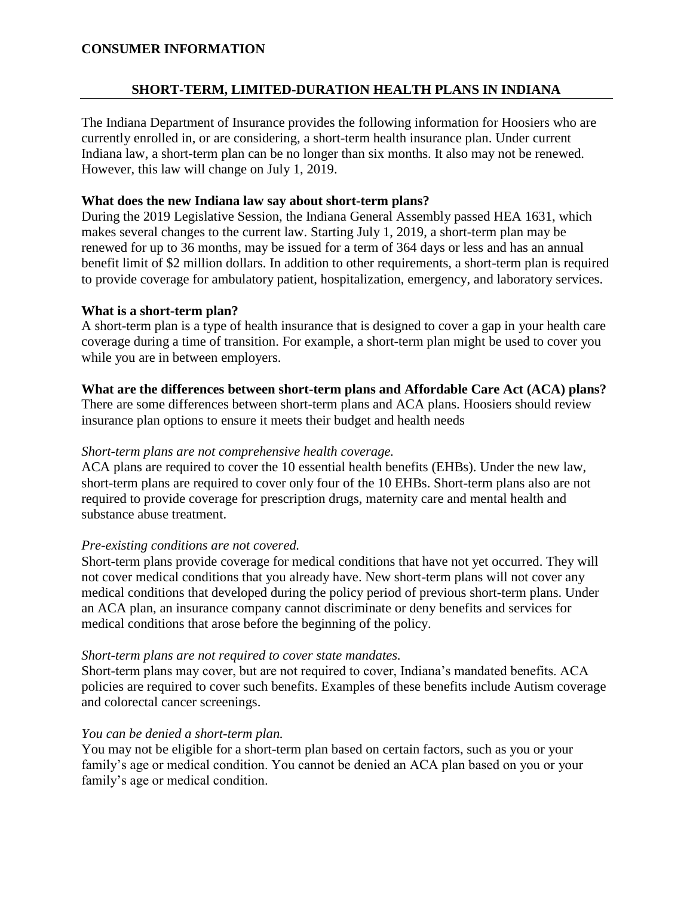## CONSUMER INFORMATION

# SHORT-TERM, LIMITED-DURATION HEALTH PLANS IN INDIANA

The Indiana Department of Insurance provides the following information for Hoosiers who are currently enrolled in, or are considering, a short-term health insurance plan. Under current Indiana law, a short-term plan can be no longer than six months. It also may not be renewed. However, this law will change on July 1, 2019.

### What does the new Indiana law say about short-term plans?

During the 2019 Legislative Session, the Indiana General Assembly passed HEA 1631, which makes several changes to the current law. Starting July 1, 2019, a short-term plan may be renewed for up to 36 months, may be issued for a term of 364 days or less and has an annual benefit limit of $2 million dollars. In addition to other requirements, a short-term plan is required to provide coverage for ambulatory patient, hospitalization, emergency, and laboratory services.

### What is a short-term plan?

A short-term plan is a type of health insurance that is designed to cover a gap in your health care coverage during a time of transition. For example, a short-term plan might be used to cover you while you are in between employers.

### What are the differences between short-term plans and Affordable Care Act (ACA) plans?

There are some differences between short-term plans and ACA plans. Hoosiers should review insurance plan options to ensure it meets their budget and health needs

*Short-term plans are not comprehensive health coverage.*

ACA plans are required to cover the 10 essential health benefits (EHBs). Under the new law, short-term plans are required to cover only four of the 10 EHBs. Short-term plans also are not required to provide coverage for prescription drugs, maternity care and mental health and substance abuse treatment.

*Pre-existing conditions are not covered.*

Short-term plans provide coverage for medical conditions that have not yet occurred. They will not cover medical conditions that you already have. New short-term plans will not cover any medical conditions that developed during the policy period of previous short-term plans. Under an ACA plan, an insurance company cannot discriminate or deny benefits and services for medical conditions that arose before the beginning of the policy.

*Short-term plans are not required to cover state mandates.*

Short-term plans may cover, but are not required to cover, Indiana's mandated benefits. ACA policies are required to cover such benefits. Examples of these benefits include Autism coverage and colorectal cancer screenings.

*You can be denied a short-term plan.*

You may not be eligible for a short-term plan based on certain factors, such as you or your family's age or medical condition. You cannot be denied an ACA plan based on you or your family's age or medical condition.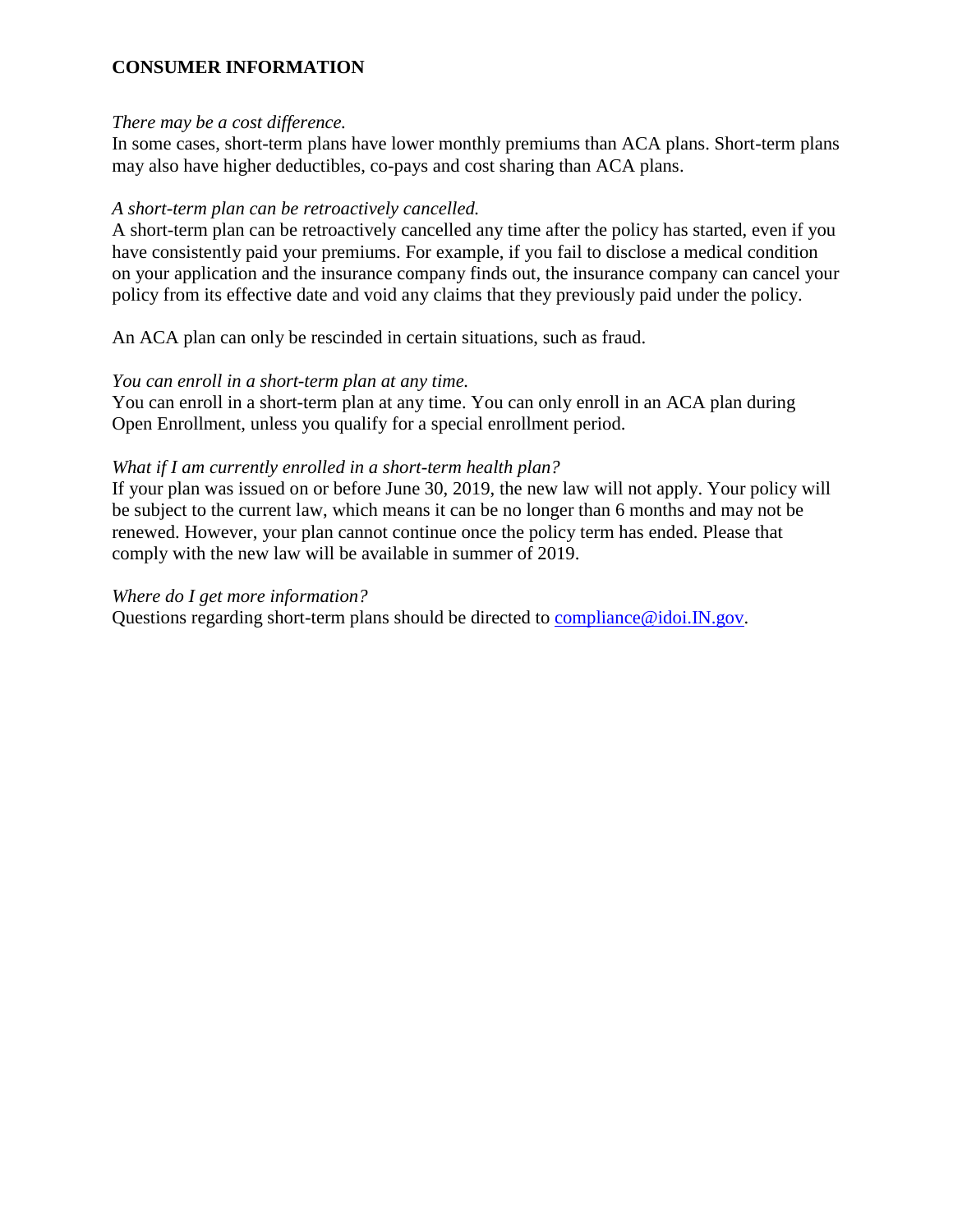**CONSUMER INFORMATION**

*There may be a cost difference.*

In some cases, short-term plans have lower monthly premiums than ACA plans. Short-term plans may also have higher deductibles, co-pays and cost sharing than ACA plans.

*A short-term plan can be retroactively cancelled.*

A short-term plan can be retroactively cancelled any time after the policy has started, even if you have consistently paid your premiums. For example, if you fail to disclose a medical condition on your application and the insurance company finds out, the insurance company can cancel your policy from its effective date and void any claims that they previously paid under the policy.

An ACA plan can only be rescinded in certain situations, such as fraud.

*You can enroll in a short-term plan at any time.*

You can enroll in a short-term plan at any time. You can only enroll in an ACA plan during Open Enrollment, unless you qualify for a special enrollment period.

*What if I am currently enrolled in a short-term health plan?*

If your plan was issued on or before June 30, 2019, the new law will not apply. Your policy will be subject to the current law, which means it can be no longer than 6 months and may not be renewed. However, your plan cannot continue once the policy term has ended. Please that comply with the new law will be available in summer of 2019.

*Where do I get more information?*

Questions regarding short-term plans should be directed to [compliance@idoi.IN.gov](mailto:compliance@idoi.IN.gov).